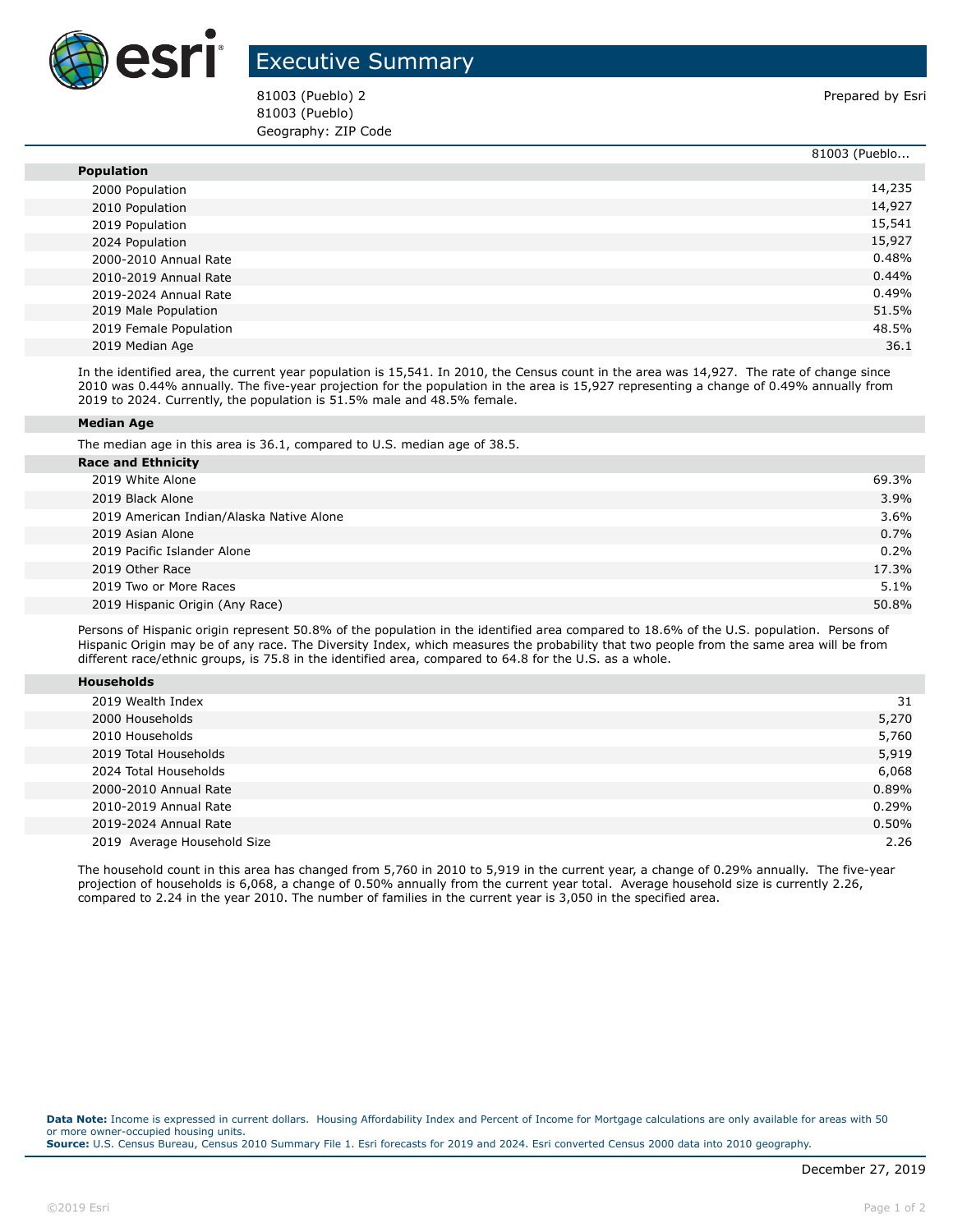# Executive Summary

81003 (Pueblo) 2
81003 (Pueblo)
Geography: ZIP Code

Prepared by Esri

| | 81003 (Pueblo... |
|---|---|
| **Population** | |
| 2000 Population | 14,235 |
| 2010 Population | 14,927 |
| 2019 Population | 15,541 |
| 2024 Population | 15,927 |
| 2000-2010 Annual Rate | 0.48% |
| 2010-2019 Annual Rate | 0.44% |
| 2019-2024 Annual Rate | 0.49% |
| 2019 Male Population | 51.5% |
| 2019 Female Population | 48.5% |
| 2019 Median Age | 36.1 |

In the identified area, the current year population is 15,541. In 2010, the Census count in the area was 14,927. The rate of change since 2010 was 0.44% annually. The five-year projection for the population in the area is 15,927 representing a change of 0.49% annually from 2019 to 2024. Currently, the population is 51.5% male and 48.5% female.

**Median Age**

The median age in this area is 36.1, compared to U.S. median age of 38.5.

| **Race and Ethnicity** | |
|---|---|
| 2019 White Alone | 69.3% |
| 2019 Black Alone | 3.9% |
| 2019 American Indian/Alaska Native Alone | 3.6% |
| 2019 Asian Alone | 0.7% |
| 2019 Pacific Islander Alone | 0.2% |
| 2019 Other Race | 17.3% |
| 2019 Two or More Races | 5.1% |
| 2019 Hispanic Origin (Any Race) | 50.8% |

Persons of Hispanic origin represent 50.8% of the population in the identified area compared to 18.6% of the U.S. population. Persons of Hispanic Origin may be of any race. The Diversity Index, which measures the probability that two people from the same area will be from different race/ethnic groups, is 75.8 in the identified area, compared to 64.8 for the U.S. as a whole.

| **Households** | |
|---|---|
| 2019 Wealth Index | 31 |
| 2000 Households | 5,270 |
| 2010 Households | 5,760 |
| 2019 Total Households | 5,919 |
| 2024 Total Households | 6,068 |
| 2000-2010 Annual Rate | 0.89% |
| 2010-2019 Annual Rate | 0.29% |
| 2019-2024 Annual Rate | 0.50% |
| 2019 Average Household Size | 2.26 |

The household count in this area has changed from 5,760 in 2010 to 5,919 in the current year, a change of 0.29% annually. The five-year projection of households is 6,068, a change of 0.50% annually from the current year total. Average household size is currently 2.26, compared to 2.24 in the year 2010. The number of families in the current year is 3,050 in the specified area.

**Data Note:** Income is expressed in current dollars. Housing Affordability Index and Percent of Income for Mortgage calculations are only available for areas with 50 or more owner-occupied housing units.
**Source:** U.S. Census Bureau, Census 2010 Summary File 1. Esri forecasts for 2019 and 2024. Esri converted Census 2000 data into 2010 geography.

December 27, 2019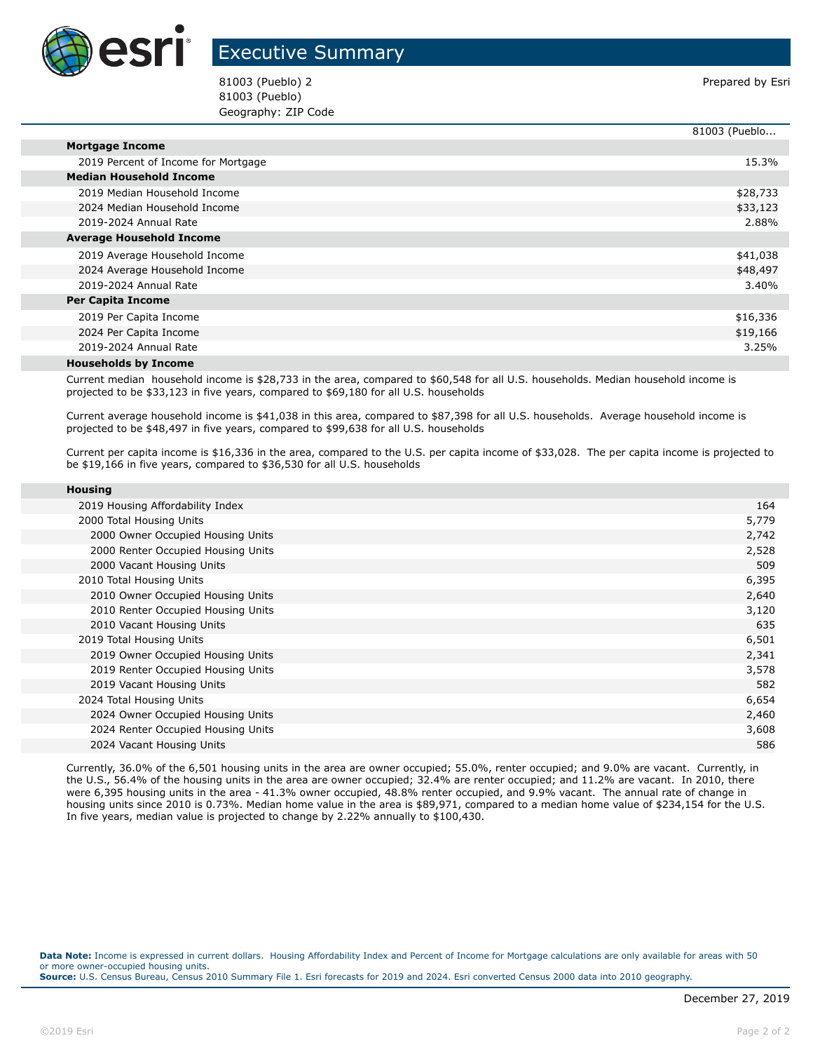# Executive Summary

81003 (Pueblo) 2
81003 (Pueblo)
Geography: ZIP Code

Prepared by Esri

| | 81003 (Pueblo... |
| --- | --- |
| **Mortgage Income** | |
| 2019 Percent of Income for Mortgage | 15.3% |
| **Median Household Income** | |
| 2019 Median Household Income | $28,733 |
| 2024 Median Household Income | $33,123 |
| 2019-2024 Annual Rate | 2.88% |
| **Average Household Income** | |
| 2019 Average Household Income | $41,038 |
| 2024 Average Household Income | $48,497 |
| 2019-2024 Annual Rate | 3.40% |
| **Per Capita Income** | |
| 2019 Per Capita Income | $16,336 |
| 2024 Per Capita Income | $19,166 |
| 2019-2024 Annual Rate | 3.25% |
| **Households by Income** | |

Current median household income is $28,733 in the area, compared to $60,548 for all U.S. households. Median household income is projected to be $33,123 in five years, compared to $69,180 for all U.S. households

Current average household income is $41,038 in this area, compared to $87,398 for all U.S. households. Average household income is projected to be $48,497 in five years, compared to $99,638 for all U.S. households

Current per capita income is $16,336 in the area, compared to the U.S. per capita income of $33,028. The per capita income is projected to be $19,166 in five years, compared to $36,530 for all U.S. households

| **Housing** | |
| --- | --- |
| 2019 Housing Affordability Index | 164 |
| 2000 Total Housing Units | 5,779 |
| 2000 Owner Occupied Housing Units | 2,742 |
| 2000 Renter Occupied Housing Units | 2,528 |
| 2000 Vacant Housing Units | 509 |
| 2010 Total Housing Units | 6,395 |
| 2010 Owner Occupied Housing Units | 2,640 |
| 2010 Renter Occupied Housing Units | 3,120 |
| 2010 Vacant Housing Units | 635 |
| 2019 Total Housing Units | 6,501 |
| 2019 Owner Occupied Housing Units | 2,341 |
| 2019 Renter Occupied Housing Units | 3,578 |
| 2019 Vacant Housing Units | 582 |
| 2024 Total Housing Units | 6,654 |
| 2024 Owner Occupied Housing Units | 2,460 |
| 2024 Renter Occupied Housing Units | 3,608 |
| 2024 Vacant Housing Units | 586 |

Currently, 36.0% of the 6,501 housing units in the area are owner occupied; 55.0%, renter occupied; and 9.0% are vacant. Currently, in the U.S., 56.4% of the housing units in the area are owner occupied; 32.4% are renter occupied; and 11.2% are vacant. In 2010, there were 6,395 housing units in the area - 41.3% owner occupied, 48.8% renter occupied, and 9.9% vacant. The annual rate of change in housing units since 2010 is 0.73%. Median home value in the area is $89,971, compared to a median home value of $234,154 for the U.S. In five years, median value is projected to change by 2.22% annually to $100,430.

**Data Note:** Income is expressed in current dollars. Housing Affordability Index and Percent of Income for Mortgage calculations are only available for areas with 50 or more owner-occupied housing units.
**Source:** U.S. Census Bureau, Census 2010 Summary File 1. Esri forecasts for 2019 and 2024. Esri converted Census 2000 data into 2010 geography.

December 27, 2019

©2019 Esri